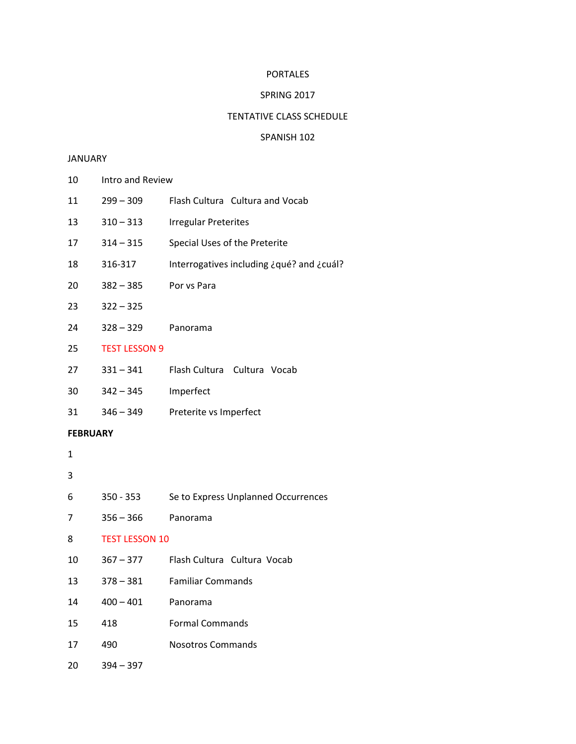PORTALES

SPRING 2017

TENTATIVE CLASS SCHEDULE

SPANISH 102

JANUARY

| | | |
|---|---|---|
| 10 | Intro and Review | |
| 11 | 299 – 309 | Flash Cultura Cultura and Vocab |
| 13 | 310 – 313 | Irregular Preterites |
| 17 | 314 – 315 | Special Uses of the Preterite |
| 18 | 316-317 | Interrogatives including ¿qué? and ¿cuál? |
| 20 | 382 – 385 | Por vs Para |
| 23 | 322 – 325 | |
| 24 | 328 – 329 | Panorama |
| 25 | TEST LESSON 9 | |
| 27 | 331 – 341 | Flash Cultura Cultura Vocab |
| 30 | 342 – 345 | Imperfect |
| 31 | 346 – 349 | Preterite vs Imperfect |

**FEBRUARY**

| | | |
|---|---|---|
| 1 | | |
| 3 | | |
| 6 | 350 - 353 | Se to Express Unplanned Occurrences |
| 7 | 356 – 366 | Panorama |
| 8 | TEST LESSON 10 | |
| 10 | 367 – 377 | Flash Cultura Cultura Vocab |
| 13 | 378 – 381 | Familiar Commands |
| 14 | 400 – 401 | Panorama |
| 15 | 418 | Formal Commands |
| 17 | 490 | Nosotros Commands |
| 20 | 394 – 397 | |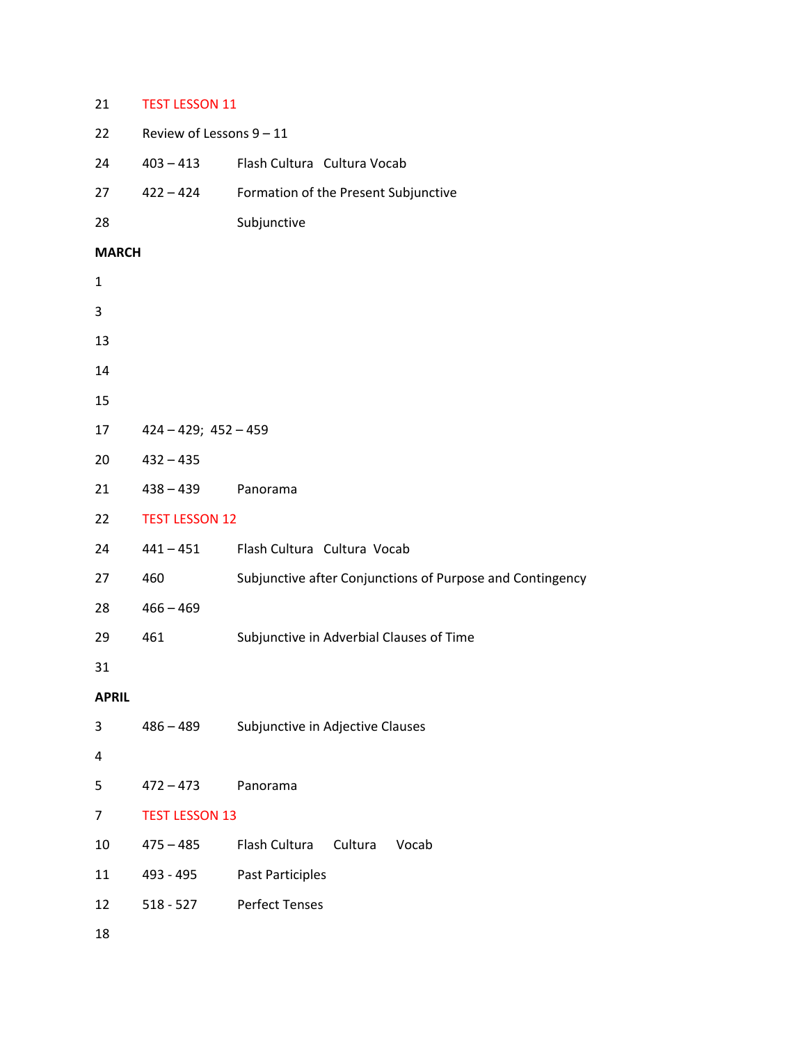| | | |
|---|---|---|
| 21 | TEST LESSON 11 | |
| 22 | Review of Lessons 9 – 11 | |
| 24 | 403 – 413 | Flash Cultura   Cultura Vocab |
| 27 | 422 – 424 | Formation of the Present Subjunctive |
| 28 | | Subjunctive |

**MARCH**

| | | |
|---|---|---|
| 1 | | |
| 3 | | |
| 13 | | |
| 14 | | |
| 15 | | |
| 17 | 424 – 429;  452 – 459 | |
| 20 | 432 – 435 | |
| 21 | 438 – 439 | Panorama |
| 22 | TEST LESSON 12 | |
| 24 | 441 – 451 | Flash Cultura   Cultura  Vocab |
| 27 | 460 | Subjunctive after Conjunctions of Purpose and Contingency |
| 28 | 466 – 469 | |
| 29 | 461 | Subjunctive in Adverbial Clauses of Time |
| 31 | | |

**APRIL**

| | | |
|---|---|---|
| 3 | 486 – 489 | Subjunctive in Adjective Clauses |
| 4 | | |
| 5 | 472 – 473 | Panorama |
| 7 | TEST LESSON 13 | |
| 10 | 475 – 485 | Flash Cultura     Cultura     Vocab |
| 11 | 493 - 495 | Past Participles |
| 12 | 518 - 527 | Perfect Tenses |
| 18 | | |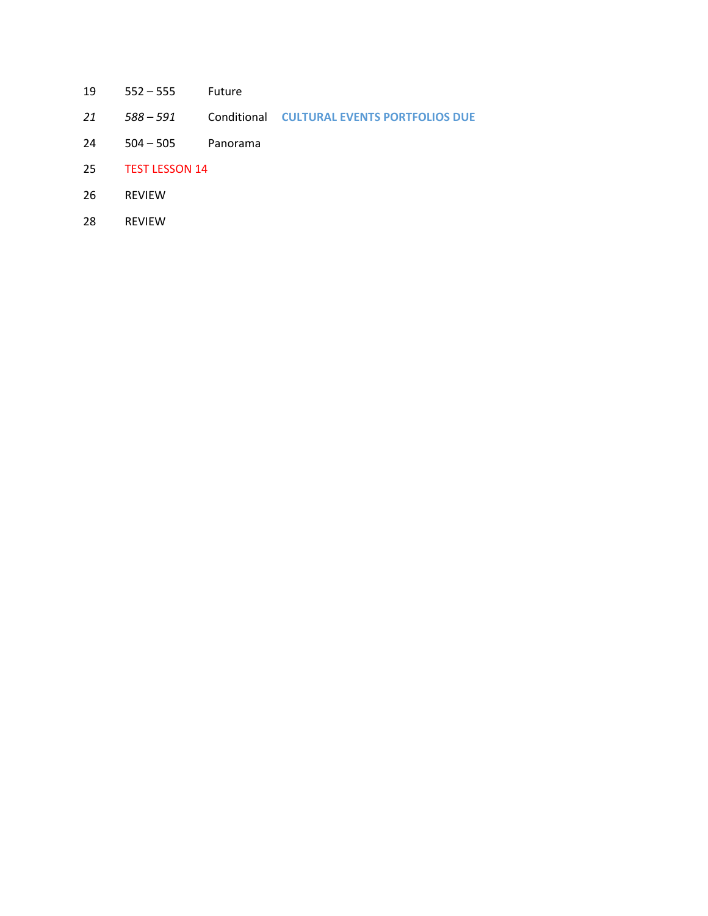| | | | |
|---|---|---|---|
| 19 | 552 – 555 | Future | |
| *21* | *588 – 591* | Conditional | **CULTURAL EVENTS PORTFOLIOS DUE** |
| 24 | 504 – 505 | Panorama | |
| 25 | TEST LESSON 14 | | |
| 26 | REVIEW | | |
| 28 | REVIEW | | |